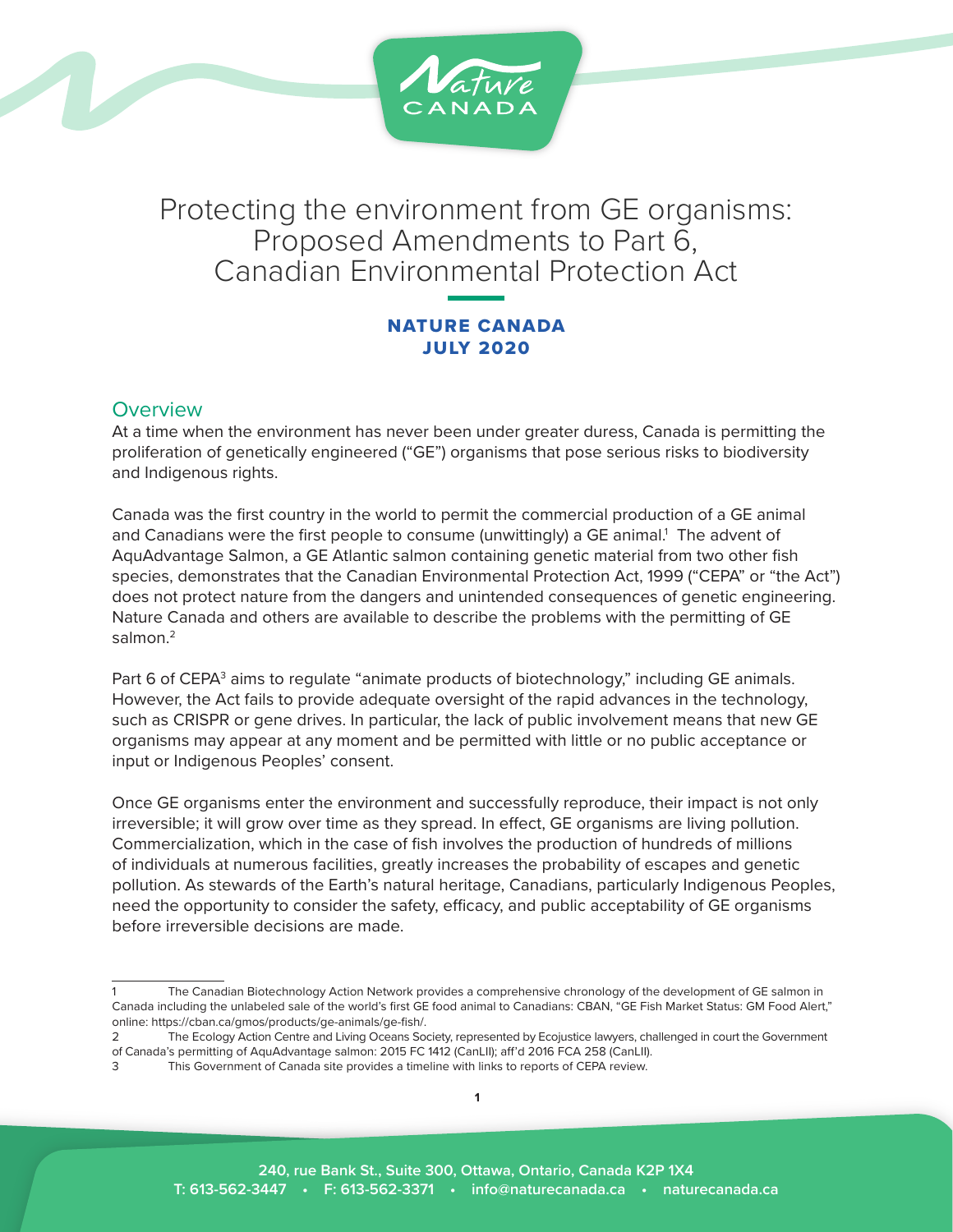# Protecting the environment from GE organisms: Proposed Amendments to Part 6, Canadian Environmental Protection Act

**NATURE CANADA**
**JULY 2020**

## Overview

At a time when the environment has never been under greater duress, Canada is permitting the proliferation of genetically engineered ("GE") organisms that pose serious risks to biodiversity and Indigenous rights.

Canada was the first country in the world to permit the commercial production of a GE animal and Canadians were the first people to consume (unwittingly) a GE animal.[1] The advent of AquAdvantage Salmon, a GE Atlantic salmon containing genetic material from two other fish species, demonstrates that the Canadian Environmental Protection Act, 1999 ("CEPA" or "the Act") does not protect nature from the dangers and unintended consequences of genetic engineering. Nature Canada and others are available to describe the problems with the permitting of GE salmon.[2]

Part 6 of CEPA[3] aims to regulate "animate products of biotechnology," including GE animals. However, the Act fails to provide adequate oversight of the rapid advances in the technology, such as CRISPR or gene drives. In particular, the lack of public involvement means that new GE organisms may appear at any moment and be permitted with little or no public acceptance or input or Indigenous Peoples' consent.

Once GE organisms enter the environment and successfully reproduce, their impact is not only irreversible; it will grow over time as they spread. In effect, GE organisms are living pollution. Commercialization, which in the case of fish involves the production of hundreds of millions of individuals at numerous facilities, greatly increases the probability of escapes and genetic pollution. As stewards of the Earth's natural heritage, Canadians, particularly Indigenous Peoples, need the opportunity to consider the safety, efficacy, and public acceptability of GE organisms before irreversible decisions are made.

---

1 The Canadian Biotechnology Action Network provides a comprehensive chronology of the development of GE salmon in Canada including the unlabeled sale of the world's first GE food animal to Canadians: CBAN, "GE Fish Market Status: GM Food Alert," online: https://cban.ca/gmos/products/ge-animals/ge-fish/.

2 The Ecology Action Centre and Living Oceans Society, represented by Ecojustice lawyers, challenged in court the Government of Canada's permitting of AquAdvantage salmon: 2015 FC 1412 (CanLII); aff'd 2016 FCA 258 (CanLII).

3 This Government of Canada site provides a timeline with links to reports of CEPA review.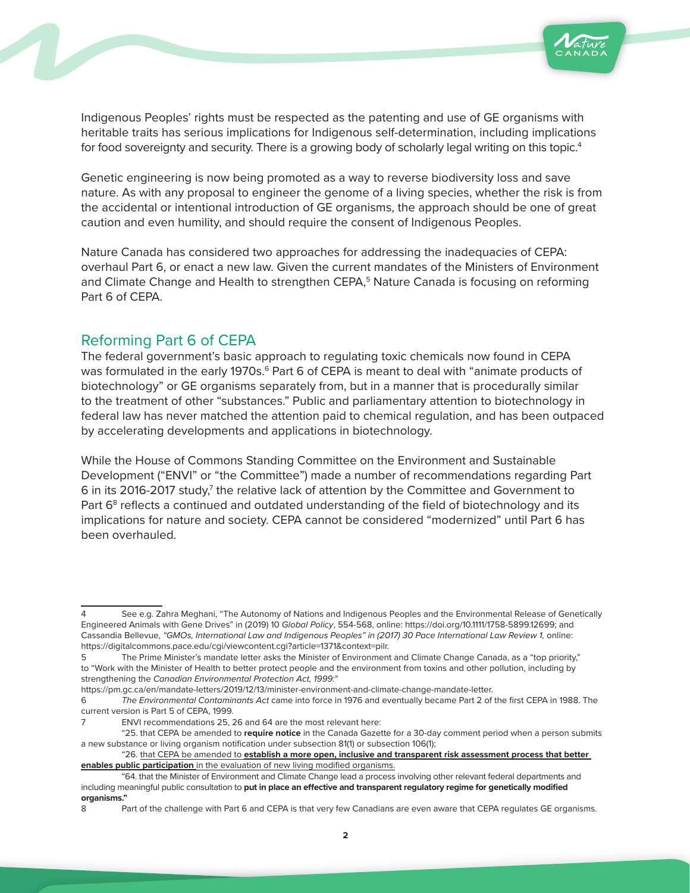Indigenous Peoples' rights must be respected as the patenting and use of GE organisms with heritable traits has serious implications for Indigenous self-determination, including implications for food sovereignty and security. There is a growing body of scholarly legal writing on this topic.[4]

Genetic engineering is now being promoted as a way to reverse biodiversity loss and save nature. As with any proposal to engineer the genome of a living species, whether the risk is from the accidental or intentional introduction of GE organisms, the approach should be one of great caution and even humility, and should require the consent of Indigenous Peoples.

Nature Canada has considered two approaches for addressing the inadequacies of CEPA: overhaul Part 6, or enact a new law. Given the current mandates of the Ministers of Environment and Climate Change and Health to strengthen CEPA,[5] Nature Canada is focusing on reforming Part 6 of CEPA.

## Reforming Part 6 of CEPA

The federal government's basic approach to regulating toxic chemicals now found in CEPA was formulated in the early 1970s.[6] Part 6 of CEPA is meant to deal with "animate products of biotechnology" or GE organisms separately from, but in a manner that is procedurally similar to the treatment of other "substances." Public and parliamentary attention to biotechnology in federal law has never matched the attention paid to chemical regulation, and has been outpaced by accelerating developments and applications in biotechnology.

While the House of Commons Standing Committee on the Environment and Sustainable Development ("ENVI" or "the Committee") made a number of recommendations regarding Part 6 in its 2016-2017 study,[7] the relative lack of attention by the Committee and Government to Part 6[8] reflects a continued and outdated understanding of the field of biotechnology and its implications for nature and society. CEPA cannot be considered "modernized" until Part 6 has been overhauled.

---

4 See e.g. Zahra Meghani, "The Autonomy of Nations and Indigenous Peoples and the Environmental Release of Genetically Engineered Animals with Gene Drives" in (2019) 10 *Global Policy*, 554-568, online: https://doi.org/10.1111/1758-5899.12699; and Cassandia Bellevue, *"GMOs, International Law and Indigenous Peoples" in (2017) 30 Pace International Law Review 1,* online: https://digitalcommons.pace.edu/cgi/viewcontent.cgi?article=1371&context=pilr.

5 The Prime Minister's mandate letter asks the Minister of Environment and Climate Change Canada, as a "top priority," to "Work with the Minister of Health to better protect people and the environment from toxins and other pollution, including by strengthening the *Canadian Environmental Protection Act, 1999:"* https://pm.gc.ca/en/mandate-letters/2019/12/13/minister-environment-and-climate-change-mandate-letter.

6 *The Environmental Contaminants Act* came into force in 1976 and eventually became Part 2 of the first CEPA in 1988. The current version is Part 5 of CEPA, 1999.

7 ENVI recommendations 25, 26 and 64 are the most relevant here:

"25. that CEPA be amended to **require notice** in the Canada Gazette for a 30-day comment period when a person submits a new substance or living organism notification under subsection 81(1) or subsection 106(1);

"26. that CEPA be amended to **establish a more open, inclusive and transparent risk assessment process that better enables public participation** in the evaluation of new living modified organisms.

"64. that the Minister of Environment and Climate Change lead a process involving other relevant federal departments and including meaningful public consultation to **put in place an effective and transparent regulatory regime for genetically modified organisms."**

8 Part of the challenge with Part 6 and CEPA is that very few Canadians are even aware that CEPA regulates GE organisms.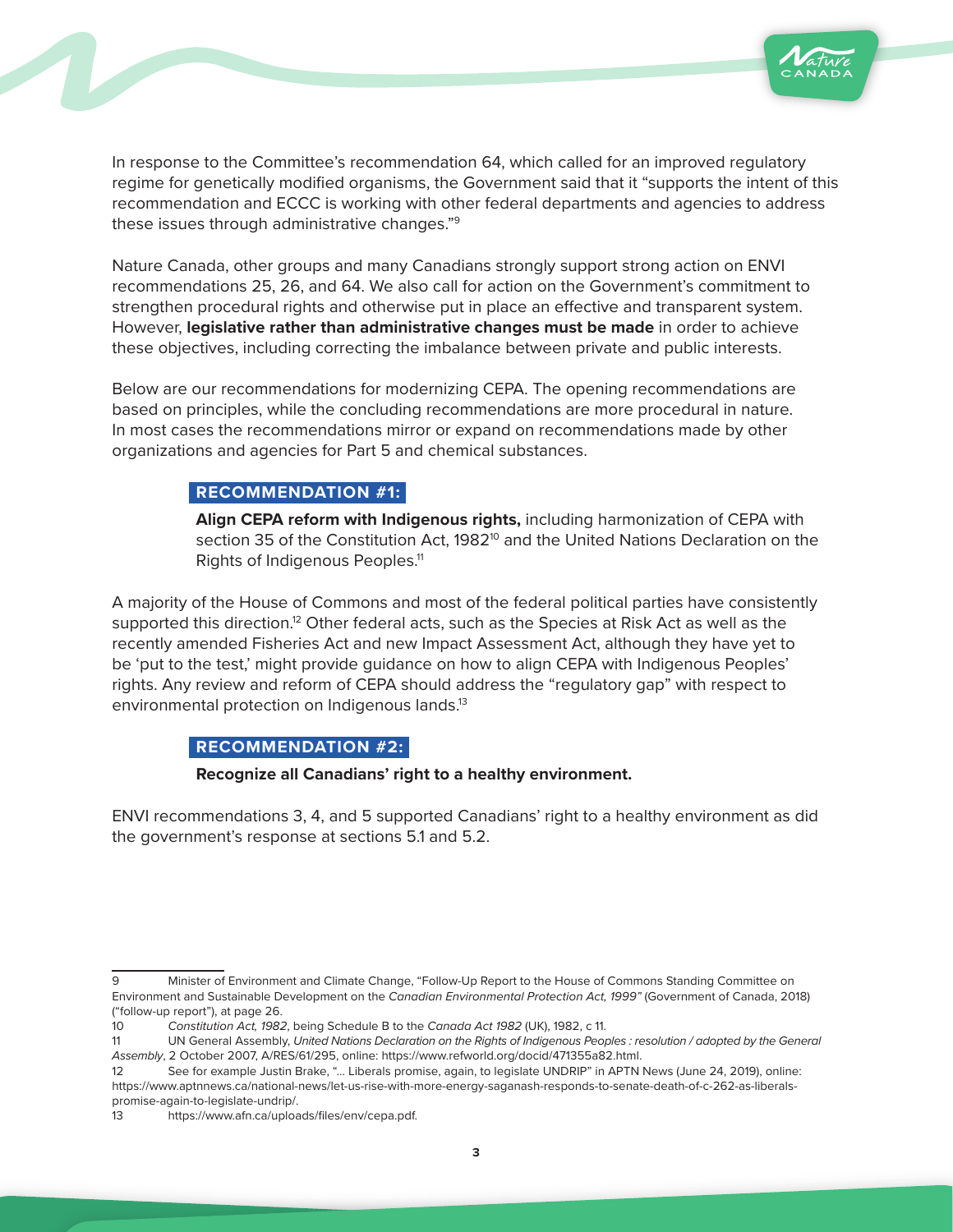In response to the Committee's recommendation 64, which called for an improved regulatory regime for genetically modified organisms, the Government said that it "supports the intent of this recommendation and ECCC is working with other federal departments and agencies to address these issues through administrative changes."[9]

Nature Canada, other groups and many Canadians strongly support strong action on ENVI recommendations 25, 26, and 64. We also call for action on the Government's commitment to strengthen procedural rights and otherwise put in place an effective and transparent system. However, **legislative rather than administrative changes must be made** in order to achieve these objectives, including correcting the imbalance between private and public interests.

Below are our recommendations for modernizing CEPA. The opening recommendations are based on principles, while the concluding recommendations are more procedural in nature. In most cases the recommendations mirror or expand on recommendations made by other organizations and agencies for Part 5 and chemical substances.

**RECOMMENDATION #1:**

**Align CEPA reform with Indigenous rights,** including harmonization of CEPA with section 35 of the Constitution Act, 1982[10] and the United Nations Declaration on the Rights of Indigenous Peoples.[11]

A majority of the House of Commons and most of the federal political parties have consistently supported this direction.[12] Other federal acts, such as the Species at Risk Act as well as the recently amended Fisheries Act and new Impact Assessment Act, although they have yet to be 'put to the test,' might provide guidance on how to align CEPA with Indigenous Peoples' rights. Any review and reform of CEPA should address the "regulatory gap" with respect to environmental protection on Indigenous lands.[13]

**RECOMMENDATION #2:**

**Recognize all Canadians' right to a healthy environment.**

ENVI recommendations 3, 4, and 5 supported Canadians' right to a healthy environment as did the government's response at sections 5.1 and 5.2.

---

9 Minister of Environment and Climate Change, "Follow-Up Report to the House of Commons Standing Committee on Environment and Sustainable Development on the *Canadian Environmental Protection Act, 1999"* (Government of Canada, 2018) ("follow-up report"), at page 26.

10 *Constitution Act, 1982*, being Schedule B to the *Canada Act 1982* (UK), 1982, c 11.

11 UN General Assembly, *United Nations Declaration on the Rights of Indigenous Peoples : resolution / adopted by the General Assembly*, 2 October 2007, A/RES/61/295, online: https://www.refworld.org/docid/471355a82.html.

12 See for example Justin Brake, "... Liberals promise, again, to legislate UNDRIP" in APTN News (June 24, 2019), online: https://www.aptnnews.ca/national-news/let-us-rise-with-more-energy-saganash-responds-to-senate-death-of-c-262-as-liberals-promise-again-to-legislate-undrip/.

13 https://www.afn.ca/uploads/files/env/cepa.pdf.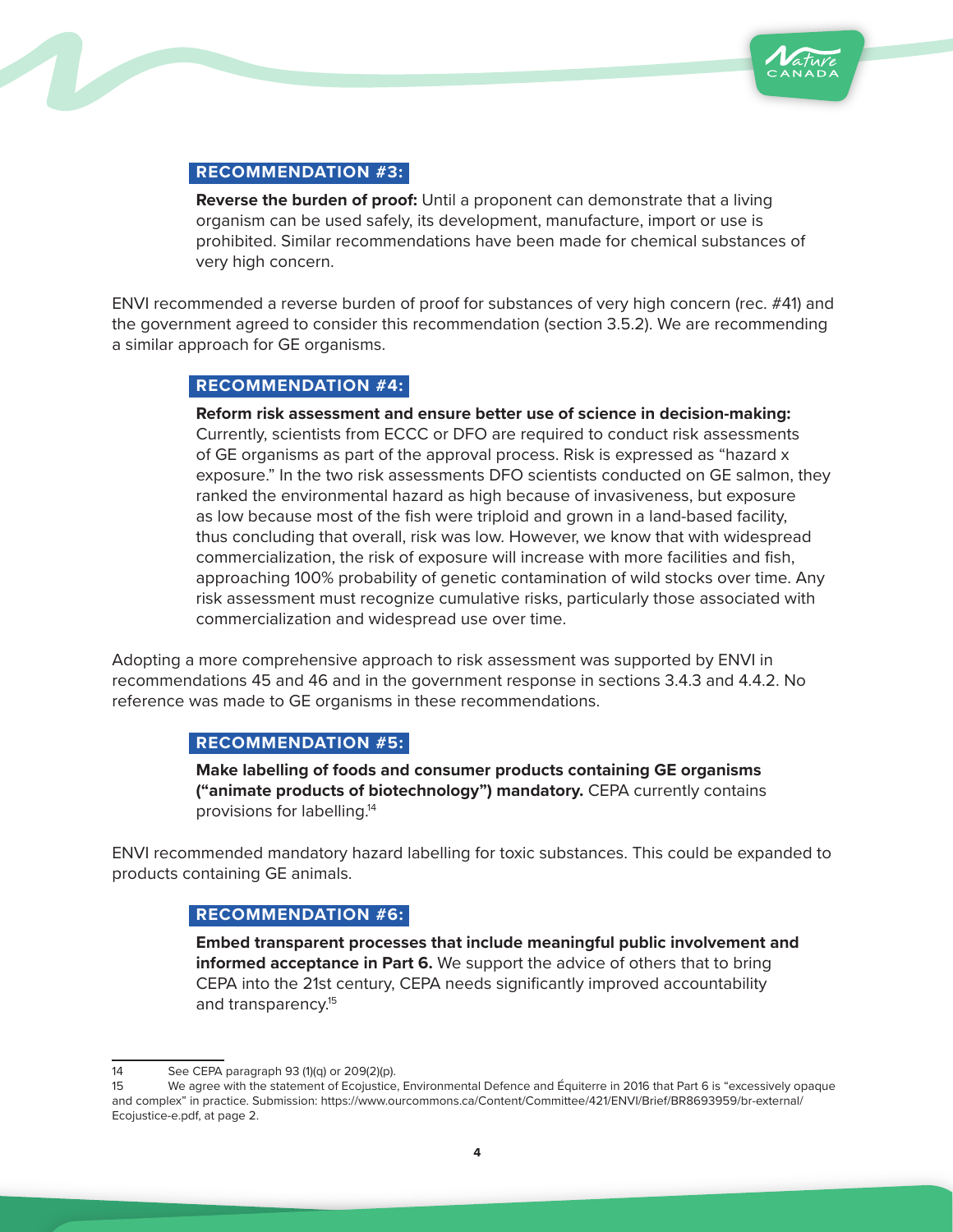### RECOMMENDATION #3:

**Reverse the burden of proof:** Until a proponent can demonstrate that a living organism can be used safely, its development, manufacture, import or use is prohibited. Similar recommendations have been made for chemical substances of very high concern.

ENVI recommended a reverse burden of proof for substances of very high concern (rec. #41) and the government agreed to consider this recommendation (section 3.5.2). We are recommending a similar approach for GE organisms.

### RECOMMENDATION #4:

**Reform risk assessment and ensure better use of science in decision-making:** Currently, scientists from ECCC or DFO are required to conduct risk assessments of GE organisms as part of the approval process. Risk is expressed as "hazard x exposure." In the two risk assessments DFO scientists conducted on GE salmon, they ranked the environmental hazard as high because of invasiveness, but exposure as low because most of the fish were triploid and grown in a land-based facility, thus concluding that overall, risk was low. However, we know that with widespread commercialization, the risk of exposure will increase with more facilities and fish, approaching 100% probability of genetic contamination of wild stocks over time. Any risk assessment must recognize cumulative risks, particularly those associated with commercialization and widespread use over time.

Adopting a more comprehensive approach to risk assessment was supported by ENVI in recommendations 45 and 46 and in the government response in sections 3.4.3 and 4.4.2. No reference was made to GE organisms in these recommendations.

### RECOMMENDATION #5:

**Make labelling of foods and consumer products containing GE organisms ("animate products of biotechnology") mandatory.** CEPA currently contains provisions for labelling.[14]

ENVI recommended mandatory hazard labelling for toxic substances. This could be expanded to products containing GE animals.

### RECOMMENDATION #6:

**Embed transparent processes that include meaningful public involvement and informed acceptance in Part 6.** We support the advice of others that to bring CEPA into the 21st century, CEPA needs significantly improved accountability and transparency.[15]

---

14 See CEPA paragraph 93 (1)(q) or 209(2)(p).

15 We agree with the statement of Ecojustice, Environmental Defence and Équiterre in 2016 that Part 6 is "excessively opaque and complex" in practice. Submission: https://www.ourcommons.ca/Content/Committee/421/ENVI/Brief/BR8693959/br-external/Ecojustice-e.pdf, at page 2.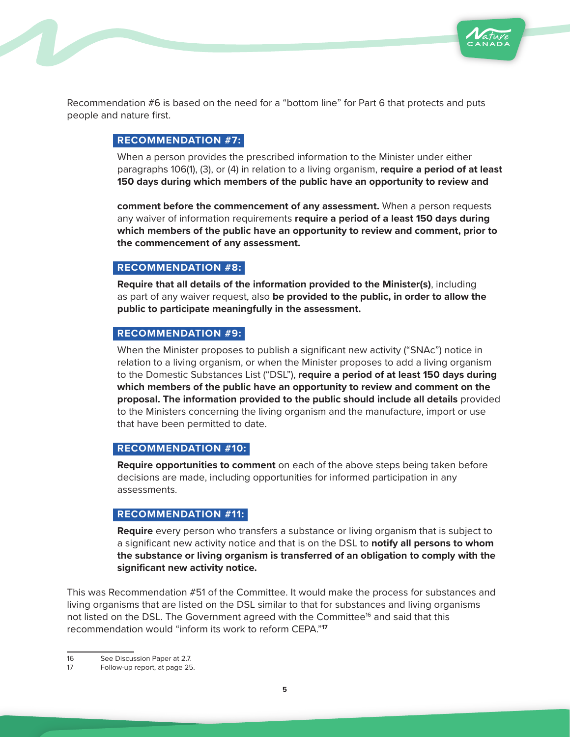Recommendation #6 is based on the need for a "bottom line" for Part 6 that protects and puts people and nature first.

### RECOMMENDATION #7:

When a person provides the prescribed information to the Minister under either paragraphs 106(1), (3), or (4) in relation to a living organism, **require a period of at least 150 days during which members of the public have an opportunity to review and comment before the commencement of any assessment.** When a person requests any waiver of information requirements **require a period of a least 150 days during which members of the public have an opportunity to review and comment, prior to the commencement of any assessment.**

### RECOMMENDATION #8:

**Require that all details of the information provided to the Minister(s)**, including as part of any waiver request, also **be provided to the public, in order to allow the public to participate meaningfully in the assessment.**

### RECOMMENDATION #9:

When the Minister proposes to publish a significant new activity ("SNAc") notice in relation to a living organism, or when the Minister proposes to add a living organism to the Domestic Substances List ("DSL"), **require a period of at least 150 days during which members of the public have an opportunity to review and comment on the proposal. The information provided to the public should include all details** provided to the Ministers concerning the living organism and the manufacture, import or use that have been permitted to date.

### RECOMMENDATION #10:

**Require opportunities to comment** on each of the above steps being taken before decisions are made, including opportunities for informed participation in any assessments.

### RECOMMENDATION #11:

**Require** every person who transfers a substance or living organism that is subject to a significant new activity notice and that is on the DSL to **notify all persons to whom the substance or living organism is transferred of an obligation to comply with the significant new activity notice.**

This was Recommendation #51 of the Committee. It would make the process for substances and living organisms that are listed on the DSL similar to that for substances and living organisms not listed on the DSL. The Government agreed with the Committee[16] and said that this recommendation would "inform its work to reform CEPA."[17]

---

16 See Discussion Paper at 2.7.

17 Follow-up report, at page 25.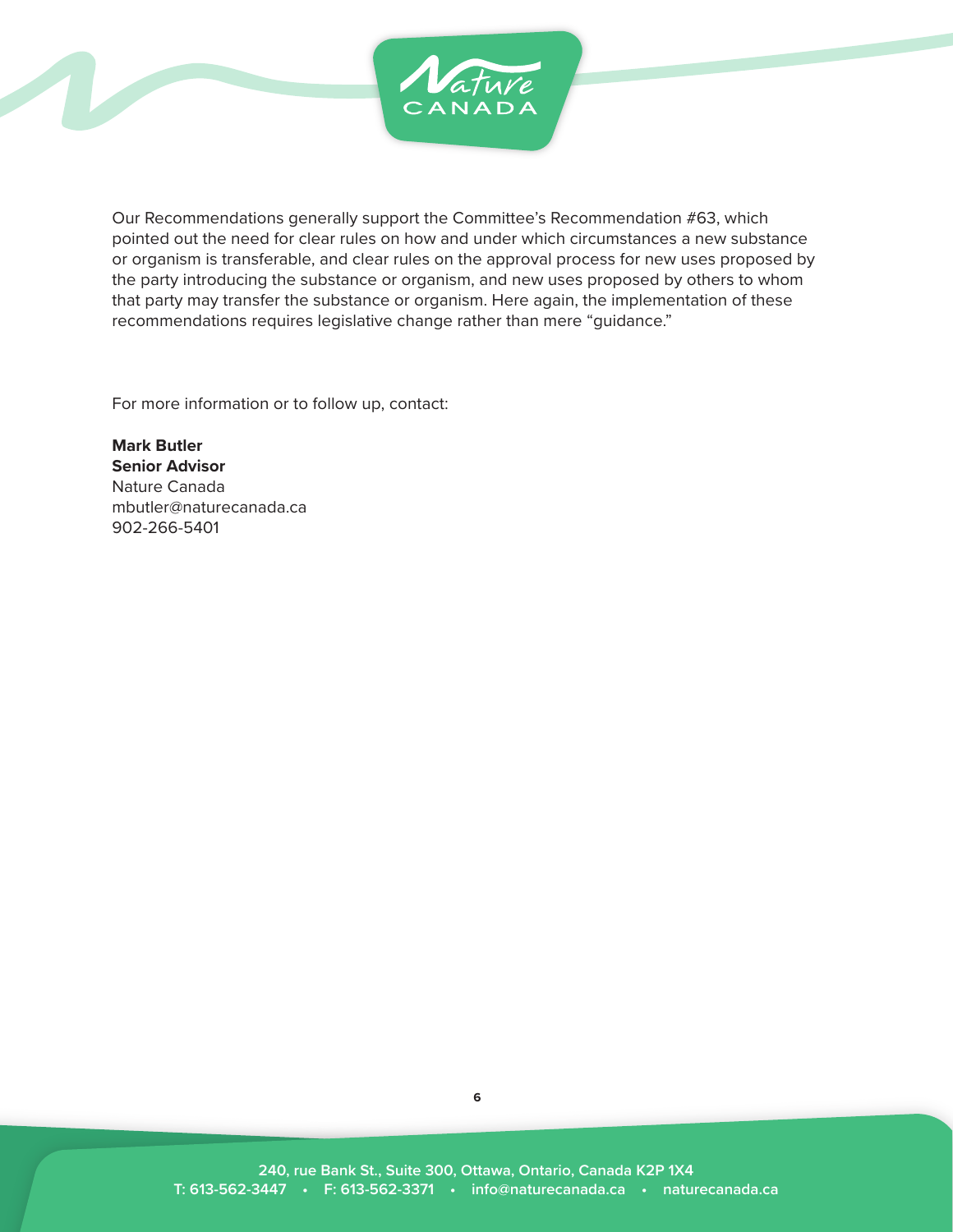Our Recommendations generally support the Committee's Recommendation #63, which pointed out the need for clear rules on how and under which circumstances a new substance or organism is transferable, and clear rules on the approval process for new uses proposed by the party introducing the substance or organism, and new uses proposed by others to whom that party may transfer the substance or organism. Here again, the implementation of these recommendations requires legislative change rather than mere "guidance."

For more information or to follow up, contact:

**Mark Butler**
**Senior Advisor**
Nature Canada
mbutler@naturecanada.ca
902-266-5401